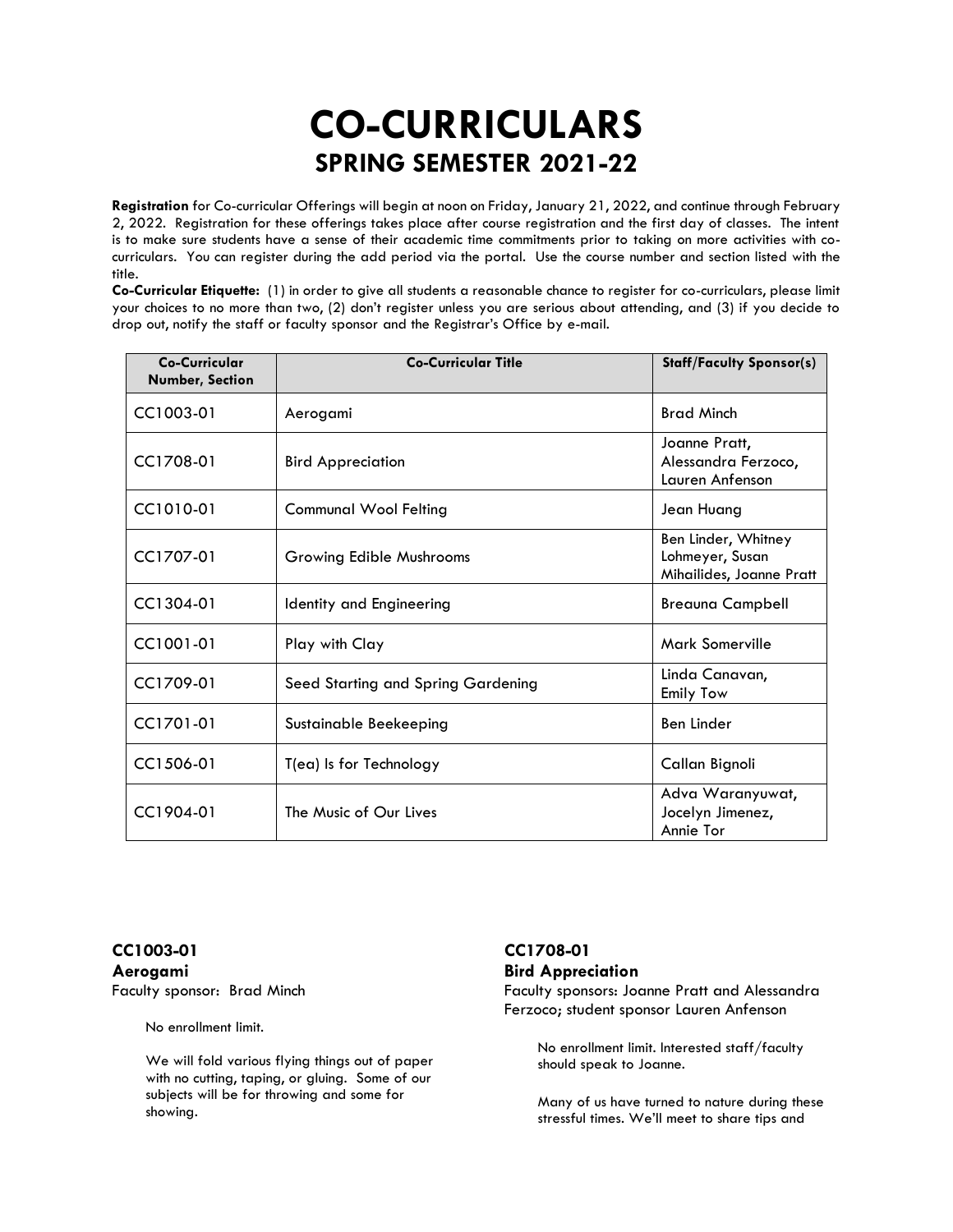# CO-CURRICULARS
## SPRING SEMESTER 2021-22

**Registration** for Co-curricular Offerings will begin at noon on Friday, January 21, 2022, and continue through February 2, 2022. Registration for these offerings takes place after course registration and the first day of classes. The intent is to make sure students have a sense of their academic time commitments prior to taking on more activities with co-curriculars. You can register during the add period via the portal. Use the course number and section listed with the title.

**Co-Curricular Etiquette:** (1) in order to give all students a reasonable chance to register for co-curriculars, please limit your choices to no more than two, (2) don't register unless you are serious about attending, and (3) if you decide to drop out, notify the staff or faculty sponsor and the Registrar's Office by e-mail.

| Co-Curricular Number, Section | Co-Curricular Title | Staff/Faculty Sponsor(s) |
|---|---|---|
| CC1003-01 | Aerogami | Brad Minch |
| CC1708-01 | Bird Appreciation | Joanne Pratt, Alessandra Ferzoco, Lauren Anfenson |
| CC1010-01 | Communal Wool Felting | Jean Huang |
| CC1707-01 | Growing Edible Mushrooms | Ben Linder, Whitney Lohmeyer, Susan Mihailides, Joanne Pratt |
| CC1304-01 | Identity and Engineering | Breauna Campbell |
| CC1001-01 | Play with Clay | Mark Somerville |
| CC1709-01 | Seed Starting and Spring Gardening | Linda Canavan, Emily Tow |
| CC1701-01 | Sustainable Beekeeping | Ben Linder |
| CC1506-01 | T(ea) Is for Technology | Callan Bignoli |
| CC1904-01 | The Music of Our Lives | Adva Waranyuwat, Jocelyn Jimenez, Annie Tor |

**CC1003-01**
**Aerogami**
Faculty sponsor: Brad Minch

No enrollment limit.

We will fold various flying things out of paper with no cutting, taping, or gluing. Some of our subjects will be for throwing and some for showing.

**CC1708-01**
**Bird Appreciation**
Faculty sponsors: Joanne Pratt and Alessandra Ferzoco; student sponsor Lauren Anfenson

No enrollment limit. Interested staff/faculty should speak to Joanne.

Many of us have turned to nature during these stressful times. We'll meet to share tips and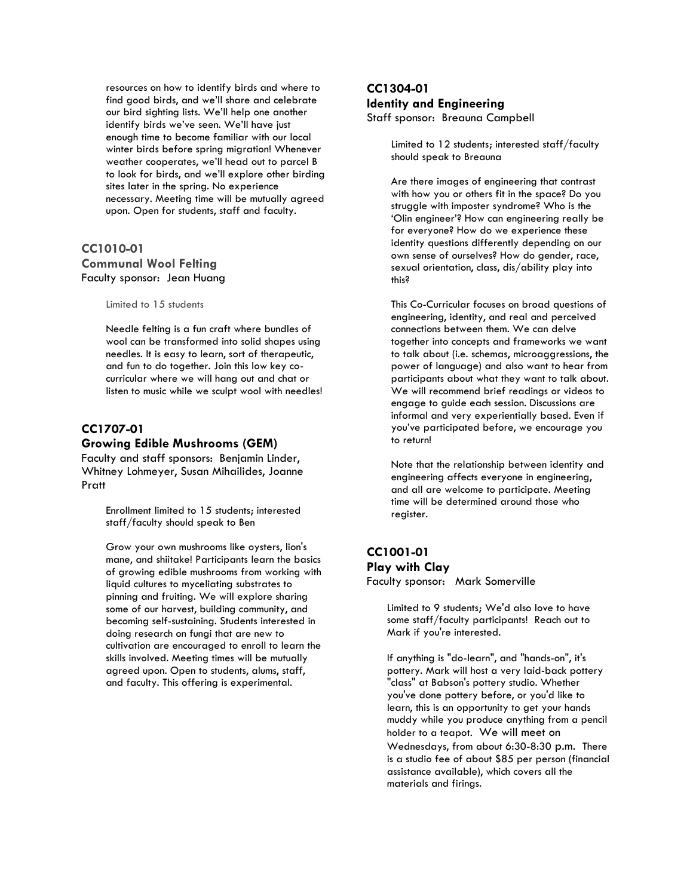resources on how to identify birds and where to find good birds, and we'll share and celebrate our bird sighting lists. We'll help one another identify birds we've seen. We'll have just enough time to become familiar with our local winter birds before spring migration! Whenever weather cooperates, we'll head out to parcel B to look for birds, and we'll explore other birding sites later in the spring. No experience necessary. Meeting time will be mutually agreed upon. Open for students, staff and faculty.

### CC1010-01
### Communal Wool Felting
Faculty sponsor: Jean Huang

Limited to 15 students

Needle felting is a fun craft where bundles of wool can be transformed into solid shapes using needles. It is easy to learn, sort of therapeutic, and fun to do together. Join this low key co-curricular where we will hang out and chat or listen to music while we sculpt wool with needles!

### CC1707-01
### Growing Edible Mushrooms (GEM)
Faculty and staff sponsors: Benjamin Linder, Whitney Lohmeyer, Susan Mihailides, Joanne Pratt

Enrollment limited to 15 students; interested staff/faculty should speak to Ben

Grow your own mushrooms like oysters, lion's mane, and shiitake! Participants learn the basics of growing edible mushrooms from working with liquid cultures to myceliating substrates to pinning and fruiting. We will explore sharing some of our harvest, building community, and becoming self-sustaining. Students interested in doing research on fungi that are new to cultivation are encouraged to enroll to learn the skills involved. Meeting times will be mutually agreed upon. Open to students, alums, staff, and faculty. This offering is experimental.

### CC1304-01
### Identity and Engineering
Staff sponsor: Breauna Campbell

Limited to 12 students; interested staff/faculty should speak to Breauna

Are there images of engineering that contrast with how you or others fit in the space? Do you struggle with imposter syndrome? Who is the 'Olin engineer'? How can engineering really be for everyone? How do we experience these identity questions differently depending on our own sense of ourselves? How do gender, race, sexual orientation, class, dis/ability play into this?

This Co-Curricular focuses on broad questions of engineering, identity, and real and perceived connections between them. We can delve together into concepts and frameworks we want to talk about (i.e. schemas, microaggressions, the power of language) and also want to hear from participants about what they want to talk about. We will recommend brief readings or videos to engage to guide each session. Discussions are informal and very experientially based. Even if you've participated before, we encourage you to return!

Note that the relationship between identity and engineering affects everyone in engineering, and all are welcome to participate. Meeting time will be determined around those who register.

### CC1001-01
### Play with Clay
Faculty sponsor: Mark Somerville

Limited to 9 students; We'd also love to have some staff/faculty participants! Reach out to Mark if you're interested.

If anything is "do-learn", and "hands-on", it's pottery. Mark will host a very laid-back pottery "class" at Babson's pottery studio. Whether you've done pottery before, or you'd like to learn, this is an opportunity to get your hands muddy while you produce anything from a pencil holder to a teapot. We will meet on Wednesdays, from about 6:30-8:30 p.m. There is a studio fee of about $85 per person (financial assistance available), which covers all the materials and firings.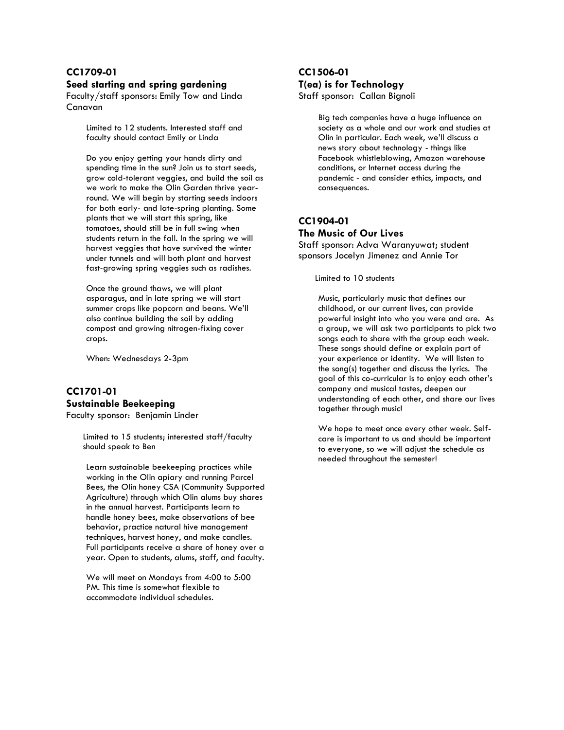## CC1709-01
### Seed starting and spring gardening
Faculty/staff sponsors: Emily Tow and Linda Canavan

Limited to 12 students. Interested staff and faculty should contact Emily or Linda

Do you enjoy getting your hands dirty and spending time in the sun? Join us to start seeds, grow cold-tolerant veggies, and build the soil as we work to make the Olin Garden thrive year-round. We will begin by starting seeds indoors for both early- and late-spring planting. Some plants that we will start this spring, like tomatoes, should still be in full swing when students return in the fall. In the spring we will harvest veggies that have survived the winter under tunnels and will both plant and harvest fast-growing spring veggies such as radishes.

Once the ground thaws, we will plant asparagus, and in late spring we will start summer crops like popcorn and beans. We'll also continue building the soil by adding compost and growing nitrogen-fixing cover crops.

When: Wednesdays 2-3pm

## CC1701-01
### Sustainable Beekeeping
Faculty sponsor: Benjamin Linder

Limited to 15 students; interested staff/faculty should speak to Ben

Learn sustainable beekeeping practices while working in the Olin apiary and running Parcel Bees, the Olin honey CSA (Community Supported Agriculture) through which Olin alums buy shares in the annual harvest. Participants learn to handle honey bees, make observations of bee behavior, practice natural hive management techniques, harvest honey, and make candles. Full participants receive a share of honey over a year. Open to students, alums, staff, and faculty.

We will meet on Mondays from 4:00 to 5:00 PM. This time is somewhat flexible to accommodate individual schedules.

## CC1506-01
### T(ea) is for Technology
Staff sponsor: Callan Bignoli

Big tech companies have a huge influence on society as a whole and our work and studies at Olin in particular. Each week, we'll discuss a news story about technology - things like Facebook whistleblowing, Amazon warehouse conditions, or Internet access during the pandemic - and consider ethics, impacts, and consequences.

## CC1904-01
### The Music of Our Lives
Staff sponsor: Adva Waranyuwat; student sponsors Jocelyn Jimenez and Annie Tor

Limited to 10 students

Music, particularly music that defines our childhood, or our current lives, can provide powerful insight into who you were and are. As a group, we will ask two participants to pick two songs each to share with the group each week. These songs should define or explain part of your experience or identity. We will listen to the song(s) together and discuss the lyrics. The goal of this co-curricular is to enjoy each other's company and musical tastes, deepen our understanding of each other, and share our lives together through music!

We hope to meet once every other week. Self-care is important to us and should be important to everyone, so we will adjust the schedule as needed throughout the semester!